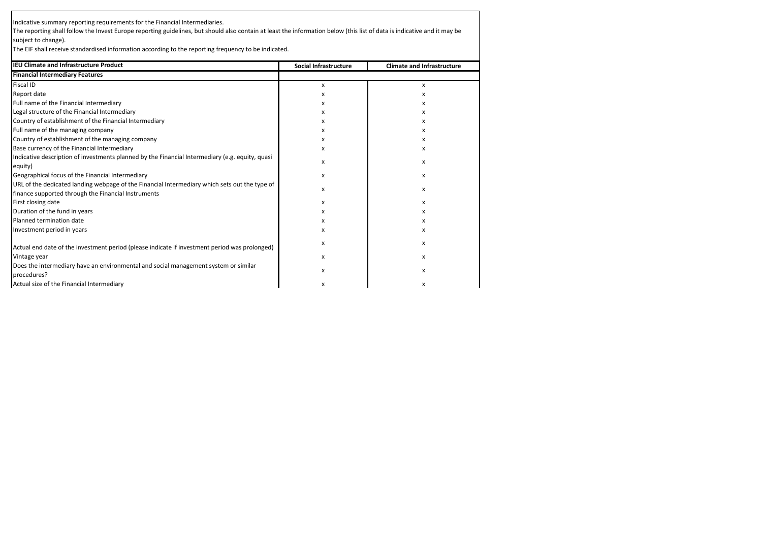Indicative summary reporting requirements for the Financial Intermediaries.
The reporting shall follow the Invest Europe reporting guidelines, but should also contain at least the information below (this list of data is indicative and it may be subject to change).
The EIF shall receive standardised information according to the reporting frequency to be indicated.

| IEU Climate and Infrastructure Product | Social Infrastructure | Climate and Infrastructure |
|---|---|---|
| **Financial Intermediary Features** | | |
| Fiscal ID | x | x |
| Report date | x | x |
| Full name of the Financial Intermediary | x | x |
| Legal structure of the Financial Intermediary | x | x |
| Country of establishment of the Financial Intermediary | x | x |
| Full name of the managing company | x | x |
| Country of establishment of the managing company | x | x |
| Base currency of the Financial Intermediary | x | x |
| Indicative description of investments planned by the Financial Intermediary (e.g. equity, quasi equity) | x | x |
| Geographical focus of the Financial Intermediary | x | x |
| URL of the dedicated landing webpage of the Financial Intermediary which sets out the type of finance supported through the Financial Instruments | x | x |
| First closing date | x | x |
| Duration of the fund in years | x | x |
| Planned termination date | x | x |
| Investment period in years | x | x |
| Actual end date of the investment period (please indicate if investment period was prolonged) | x | x |
| Vintage year | x | x |
| Does the intermediary have an environmental and social management system or similar procedures? | x | x |
| Actual size of the Financial Intermediary | x | x |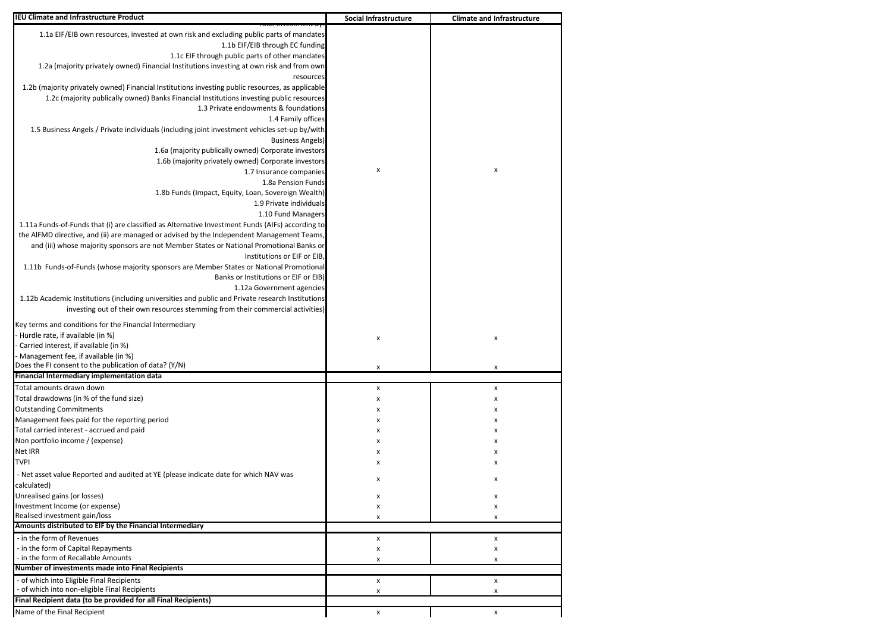| IEU Climate and Infrastructure Product | Social Infrastructure | Climate and Infrastructure |
|---|---|---|
| Total investment by: | | |
| 1.1a EIF/EIB own resources, invested at own risk and excluding public parts of mandates<br>1.1b EIF/EIB through EC funding<br>1.1c EIF through public parts of other mandates<br>1.2a (majority privately owned) Financial Institutions investing at own risk and from own resources<br>1.2b (majority privately owned) Financial Institutions investing public resources, as applicable<br>1.2c (majority publically owned) Banks Financial Institutions investing public resources<br>1.3 Private endowments & foundations<br>1.4 Family offices<br>1.5 Business Angels / Private individuals (including joint investment vehicles set-up by/with Business Angels)<br>1.6a (majority publically owned) Corporate investors<br>1.6b (majority privately owned) Corporate investors<br>1.7 Insurance companies<br>1.8a Pension Funds<br>1.8b Funds (Impact, Equity, Loan, Sovereign Wealth)<br>1.9 Private individuals<br>1.10 Fund Managers<br>1.11a Funds-of-Funds that (i) are classified as Alternative Investment Funds (AIFs) according to the AIFMD directive, and (ii) are managed or advised by the Independent Management Teams, and (iii) whose majority sponsors are not Member States or National Promotional Banks or Institutions or EIF or EIB,<br>1.11b Funds-of-Funds (whose majority sponsors are Member States or National Promotional Banks or Institutions or EIF or EIB)<br>1.12a Government agencies<br>1.12b Academic Institutions (including universities and public and Private research Institutions investing out of their own resources stemming from their commercial activities) | x | x |
| Key terms and conditions for the Financial Intermediary<br>- Hurdle rate, if available (in %)<br>- Carried interest, if available (in %)<br>- Management fee, if available (in %) | x | x |
| Does the FI consent to the publication of data? (Y/N) | x | x |
| **Financial Intermediary implementation data** | | |
| Total amounts drawn down | x | x |
| Total drawdowns (in % of the fund size) | x | x |
| Outstanding Commitments | x | x |
| Management fees paid for the reporting period | x | x |
| Total carried interest - accrued and paid | x | x |
| Non portfolio income / (expense) | x | x |
| Net IRR | x | x |
| TVPI | x | x |
| - Net asset value Reported and audited at YE (please indicate date for which NAV was calculated) | x | x |
| Unrealised gains (or losses) | x | x |
| Investment Income (or expense) | x | x |
| Realised investment gain/loss | x | x |
| **Amounts distributed to EIF by the Financial Intermediary** | | |
| - in the form of Revenues | x | x |
| - in the form of Capital Repayments | x | x |
| - in the form of Recallable Amounts | x | x |
| **Number of investments made into Final Recipients** | | |
| - of which into Eligible Final Recipients | x | x |
| - of which into non-eligible Final Recipients | x | x |
| **Final Recipient data (to be provided for all Final Recipients)** | | |
| Name of the Final Recipient | x | x |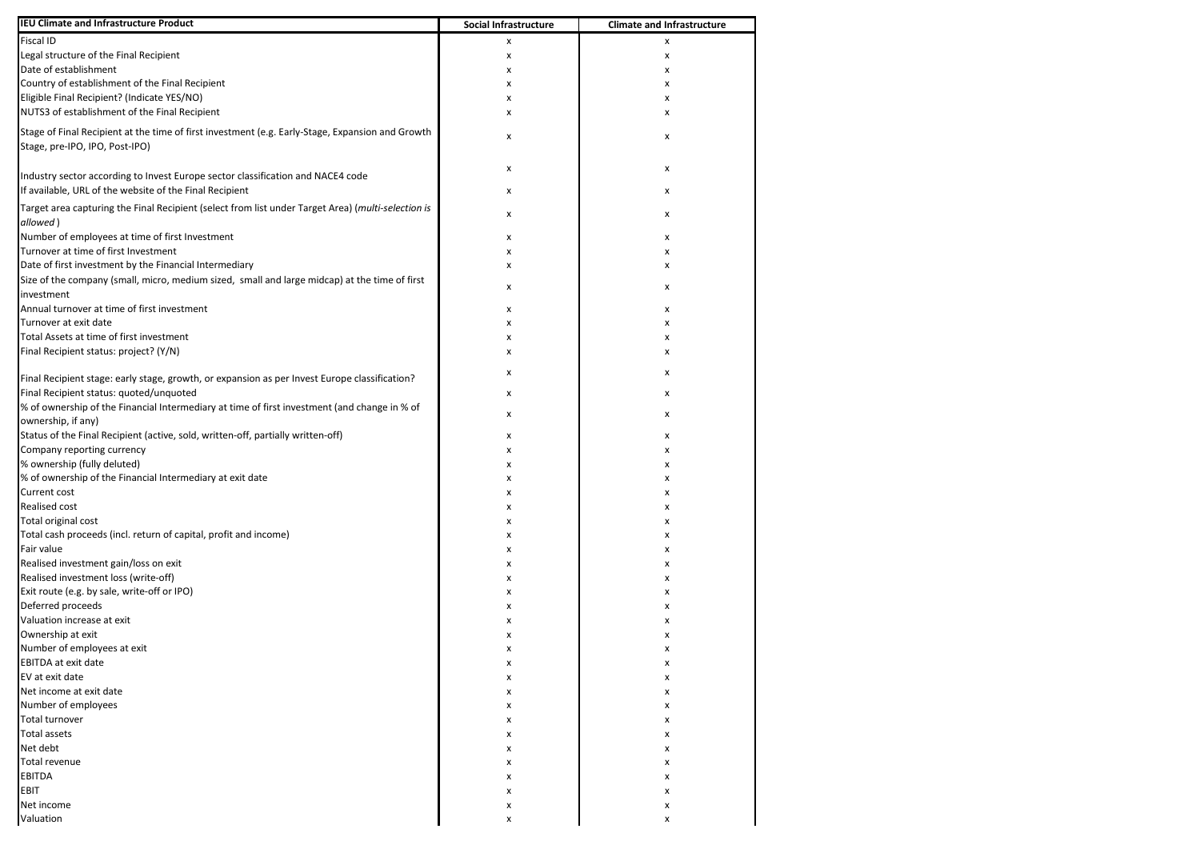| IEU Climate and Infrastructure Product | Social Infrastructure | Climate and Infrastructure |
|---|---|---|
| Fiscal ID | x | x |
| Legal structure of the Final Recipient | x | x |
| Date of establishment | x | x |
| Country of establishment of the Final Recipient | x | x |
| Eligible Final Recipient? (Indicate YES/NO) | x | x |
| NUTS3 of establishment of the Final Recipient | x | x |
| Stage of Final Recipient at the time of first investment (e.g. Early-Stage, Expansion and Growth Stage, pre-IPO, IPO, Post-IPO) | x | x |
| Industry sector according to Invest Europe sector classification and NACE4 code | x | x |
| If available, URL of the website of the Final Recipient | x | x |
| Target area capturing the Final Recipient (select from list under Target Area) (*multi-selection is allowed*) | x | x |
| Number of employees at time of first Investment | x | x |
| Turnover at time of first Investment | x | x |
| Date of first investment by the Financial Intermediary | x | x |
| Size of the company (small, micro, medium sized, small and large midcap) at the time of first investment | x | x |
| Annual turnover at time of first investment | x | x |
| Turnover at exit date | x | x |
| Total Assets at time of first investment | x | x |
| Final Recipient status: project? (Y/N) | x | x |
| Final Recipient stage: early stage, growth, or expansion as per Invest Europe classification? | x | x |
| Final Recipient status: quoted/unquoted | x | x |
| % of ownership of the Financial Intermediary at time of first investment (and change in % of ownership, if any) | x | x |
| Status of the Final Recipient (active, sold, written-off, partially written-off) | x | x |
| Company reporting currency | x | x |
| % ownership (fully deluted) | x | x |
| % of ownership of the Financial Intermediary at exit date | x | x |
| Current cost | x | x |
| Realised cost | x | x |
| Total original cost | x | x |
| Total cash proceeds (incl. return of capital, profit and income) | x | x |
| Fair value | x | x |
| Realised investment gain/loss on exit | x | x |
| Realised investment loss (write-off) | x | x |
| Exit route (e.g. by sale, write-off or IPO) | x | x |
| Deferred proceeds | x | x |
| Valuation increase at exit | x | x |
| Ownership at exit | x | x |
| Number of employees at exit | x | x |
| EBITDA at exit date | x | x |
| EV at exit date | x | x |
| Net income at exit date | x | x |
| Number of employees | x | x |
| Total turnover | x | x |
| Total assets | x | x |
| Net debt | x | x |
| Total revenue | x | x |
| EBITDA | x | x |
| EBIT | x | x |
| Net income | x | x |
| Valuation | x | x |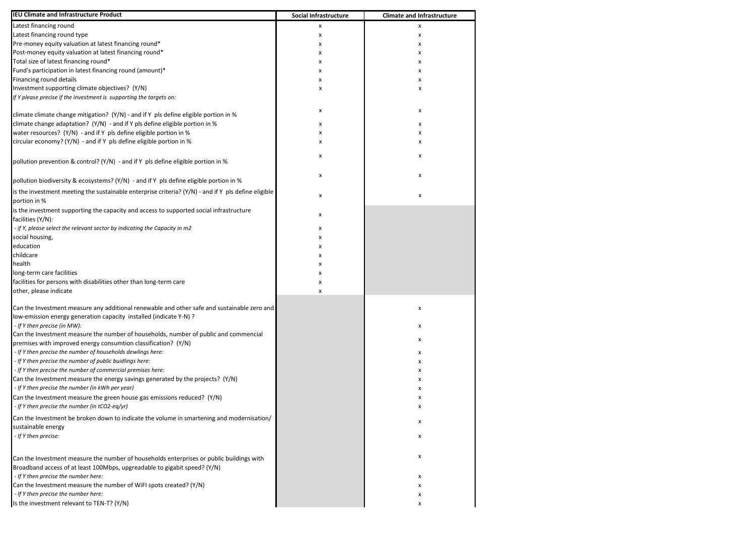| IEU Climate and Infrastructure Product | Social Infrastructure | Climate and Infrastructure |
|---|---|---|
| Latest financing round | x | x |
| Latest financing round type | x | x |
| Pre-money equity valuation at latest financing round* | x | x |
| Post-money equity valuation at latest financing round* | x | x |
| Total size of latest financing round* | x | x |
| Fund's participation in latest financing round (amount)* | x | x |
| Financing round details | x | x |
| Investment supporting climate objectives? (Y/N) | x | x |
| *if Y please precise if the investment is supporting the targets on:* | | |
| climate climate change mitigation? (Y/N) - and if Y pls define eligible portion in % | x | x |
| climate change adaptation? (Y/N) - and if Y pls define eligible portion in % | x | x |
| water resources? (Y/N) - and if Y pls define eligible portion in % | x | x |
| circular economy? (Y/N) - and if Y pls define eligible portion in % | x | x |
| pollution prevention & control? (Y/N) - and if Y pls define eligible portion in % | x | x |
| pollution biodiversity & ecosystems? (Y/N) - and if Y pls define eligible portion in % | x | x |
| is the investment meeting the sustainable enterprise criteria? (Y/N) - and if Y pls define eligible portion in % | x | x |
| is the investment supporting the capacity and access to supported social infrastructure facilities (Y/N): | x | |
| *- if Y, please select the relevant sector by indicating the Capacity in m2* | x | |
| social housing, | x | |
| education | x | |
| childcare | x | |
| health | x | |
| long-term care facilities | x | |
| facilities for persons with disabilities other than long-term care | x | |
| other, please indicate | x | |
| Can the Investment measure any additional renewable and other safe and sustainable zero and low-emission energy generation capacity installed (indicate Y-N) ? | | x |
| *- If Y then precise (in MW):* | | x |
| Can the Investment measure the number of households, number of public and commencial premises with improved energy consumtion classification? (Y/N) | | x |
| *- If Y then precise the number of households dewlings here:* | | x |
| *- If Y then precise the number of public buidlings here:* | | x |
| *- If Y then precise the number of commercial premises here:* | | x |
| Can the Investment measure the energy savings generated by the projects? (Y/N) | | x |
| *- If Y then precise the number (in kWh per year)* | | x |
| Can the Investment measure the green house gas emissions reduced? (Y/N) | | x |
| *- If Y then precise the number (in tCO2-eq/yr)* | | x |
| Can the Investment be broken down to indicate the volume in smartening and modernisation/ sustainable energy | | x |
| *- If Y then precise:* | | x |
| Can the Investment measure the number of households enterprises or public buildings with Broadband access of at least 100Mbps, upgreadable to gigabit speed? (Y/N) | | x |
| *- If Y then precise the number here:* | | x |
| Can the Investment measure the number of WiFI spots created? (Y/N) | | x |
| *- If Y then precise the number here:* | | x |
| Is the investment relevant to TEN-T? (Y/N) | | x |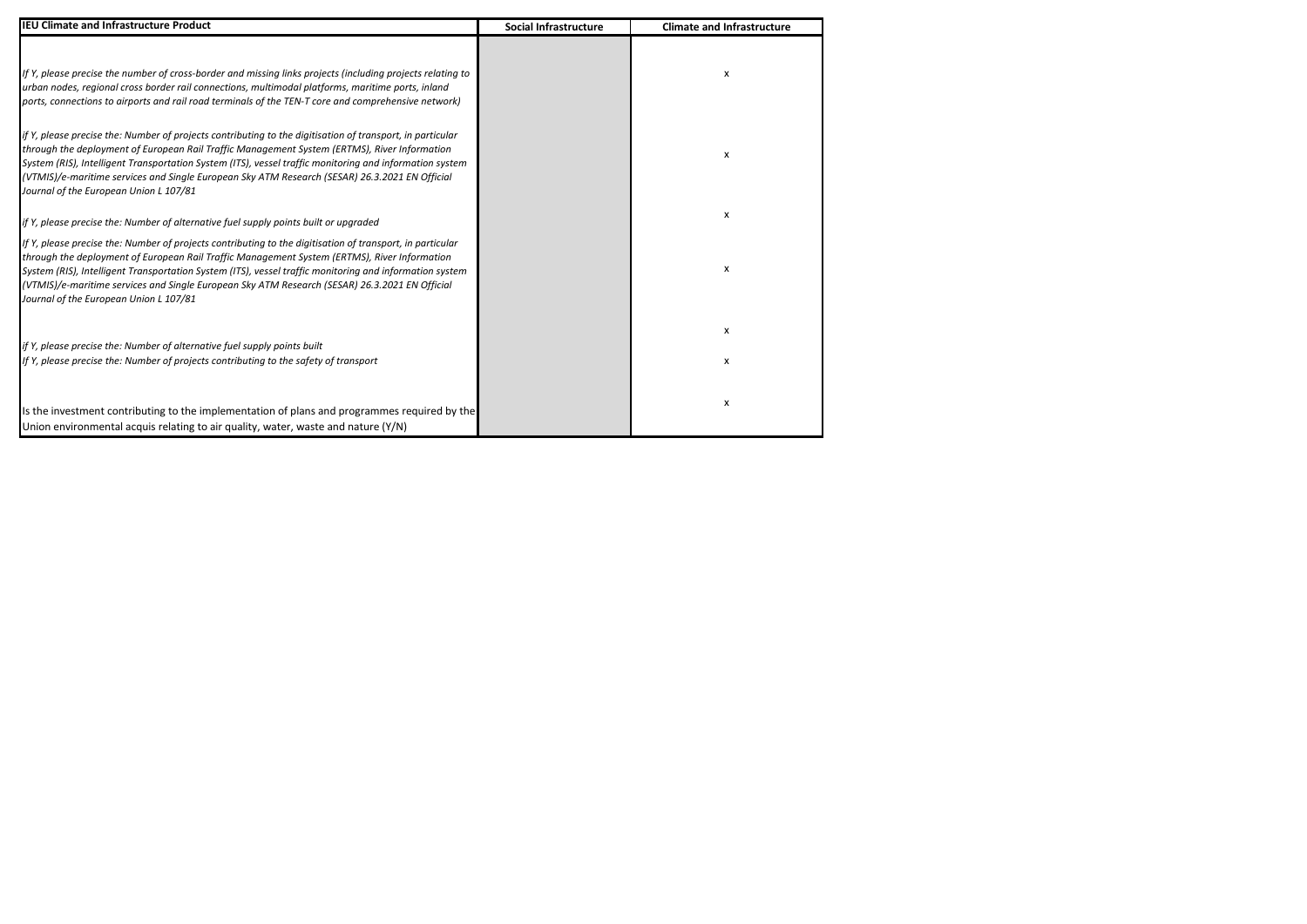| IEU Climate and Infrastructure Product | Social Infrastructure | Climate and Infrastructure |
|---|---|---|
| *If Y, please precise the number of cross-border and missing links projects (including projects relating to urban nodes, regional cross border rail connections, multimodal platforms, maritime ports, inland ports, connections to airports and rail road terminals of the TEN-T core and comprehensive network)* | | x |
| *if Y, please precise the: Number of projects contributing to the digitisation of transport, in particular through the deployment of European Rail Traffic Management System (ERTMS), River Information System (RIS), Intelligent Transportation System (ITS), vessel traffic monitoring and information system (VTMIS)/e-maritime services and Single European Sky ATM Research (SESAR) 26.3.2021 EN Official Journal of the European Union L 107/81* | | x |
| *if Y, please precise the: Number of alternative fuel supply points built or upgraded* | | x |
| *If Y, please precise the: Number of projects contributing to the digitisation of transport, in particular through the deployment of European Rail Traffic Management System (ERTMS), River Information System (RIS), Intelligent Transportation System (ITS), vessel traffic monitoring and information system (VTMIS)/e-maritime services and Single European Sky ATM Research (SESAR) 26.3.2021 EN Official Journal of the European Union L 107/81* | | x |
| *if Y, please precise the: Number of alternative fuel supply points built* | | x |
| *If Y, please precise the: Number of projects contributing to the safety of transport* | | x |
| Is the investment contributing to the implementation of plans and programmes required by the Union environmental acquis relating to air quality, water, waste and nature (Y/N) | | x |